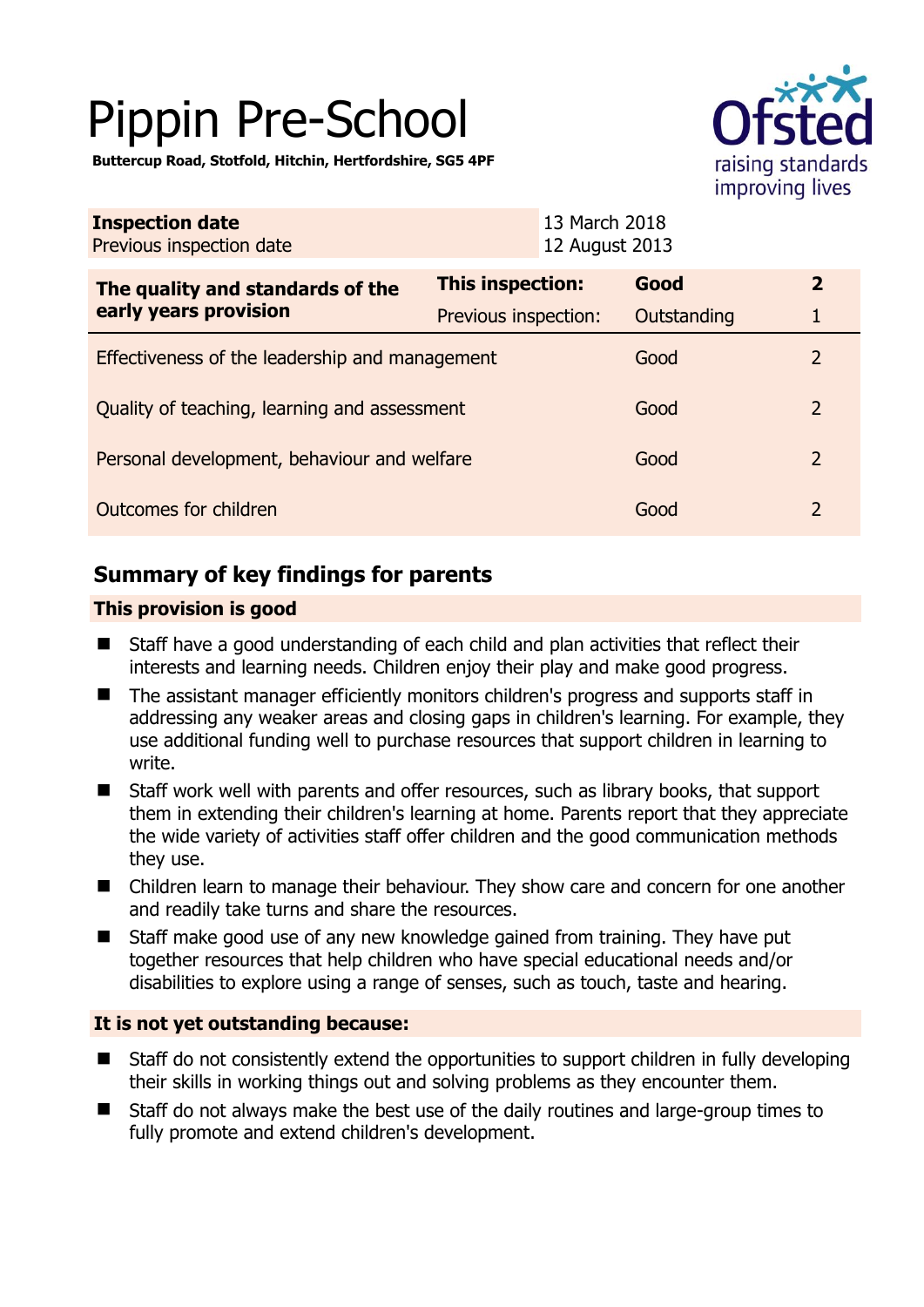# Pippin Pre-School

**Buttercup Road, Stotfold, Hitchin, Hertfordshire, SG5 4PF**

Ofsted raising standards improving lives

| **Inspection date** | 13 March 2018 |
|---|---|
| Previous inspection date | 12 August 2013 |

| **The quality and standards of the early years provision** | **This inspection:** | **Good** | **2** |
|---|---|---|---|
| | Previous inspection: | Outstanding | 1 |
| Effectiveness of the leadership and management | | Good | 2 |
| Quality of teaching, learning and assessment | | Good | 2 |
| Personal development, behaviour and welfare | | Good | 2 |
| Outcomes for children | | Good | 2 |

## Summary of key findings for parents

### This provision is good

- Staff have a good understanding of each child and plan activities that reflect their interests and learning needs. Children enjoy their play and make good progress.
- The assistant manager efficiently monitors children's progress and supports staff in addressing any weaker areas and closing gaps in children's learning. For example, they use additional funding well to purchase resources that support children in learning to write.
- Staff work well with parents and offer resources, such as library books, that support them in extending their children's learning at home. Parents report that they appreciate the wide variety of activities staff offer children and the good communication methods they use.
- Children learn to manage their behaviour. They show care and concern for one another and readily take turns and share the resources.
- Staff make good use of any new knowledge gained from training. They have put together resources that help children who have special educational needs and/or disabilities to explore using a range of senses, such as touch, taste and hearing.

### It is not yet outstanding because:

- Staff do not consistently extend the opportunities to support children in fully developing their skills in working things out and solving problems as they encounter them.
- Staff do not always make the best use of the daily routines and large-group times to fully promote and extend children's development.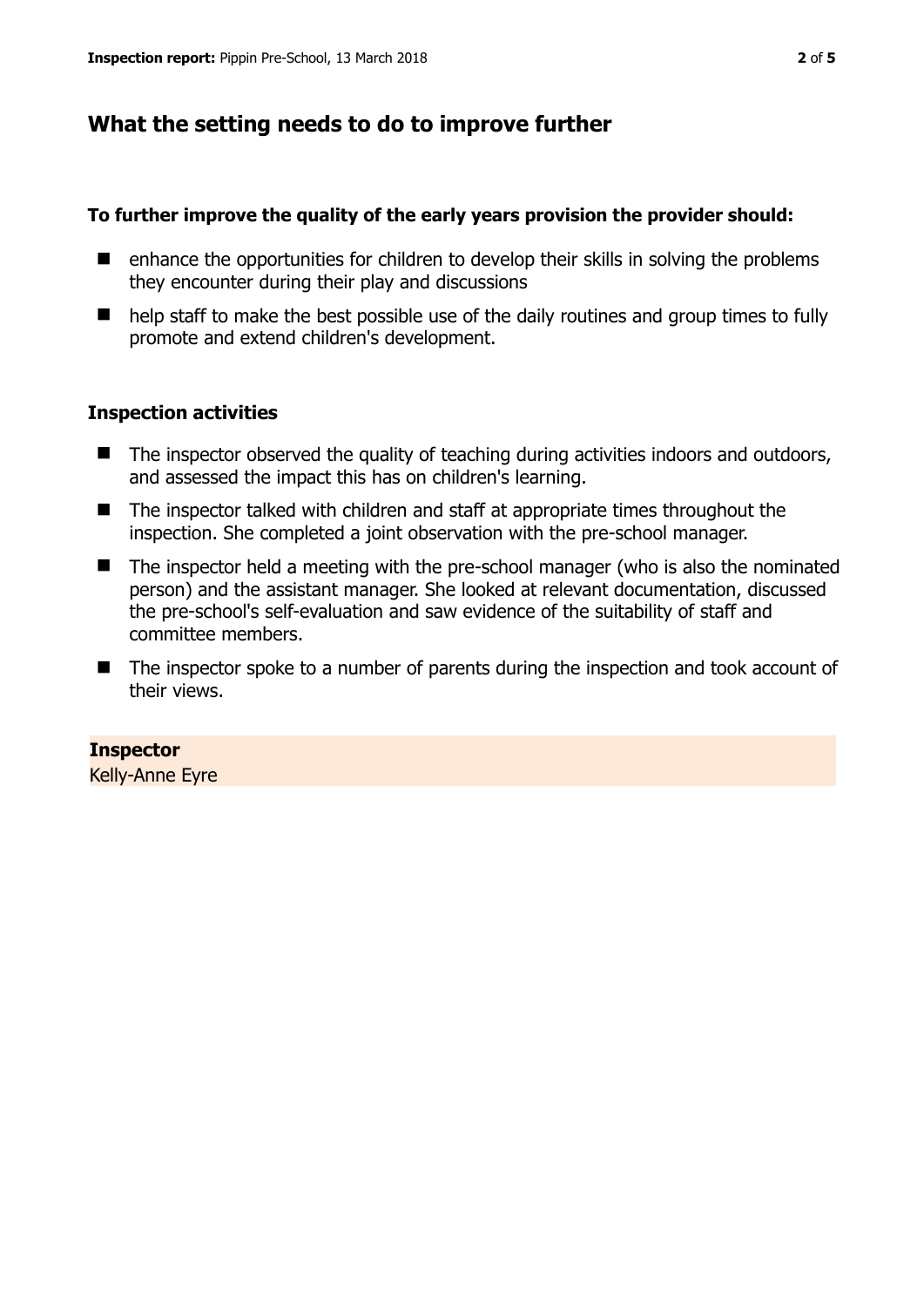## What the setting needs to do to improve further

**To further improve the quality of the early years provision the provider should:**

- enhance the opportunities for children to develop their skills in solving the problems they encounter during their play and discussions
- help staff to make the best possible use of the daily routines and group times to fully promote and extend children's development.

### Inspection activities

- The inspector observed the quality of teaching during activities indoors and outdoors, and assessed the impact this has on children's learning.
- The inspector talked with children and staff at appropriate times throughout the inspection. She completed a joint observation with the pre-school manager.
- The inspector held a meeting with the pre-school manager (who is also the nominated person) and the assistant manager. She looked at relevant documentation, discussed the pre-school's self-evaluation and saw evidence of the suitability of staff and committee members.
- The inspector spoke to a number of parents during the inspection and took account of their views.

**Inspector**
Kelly-Anne Eyre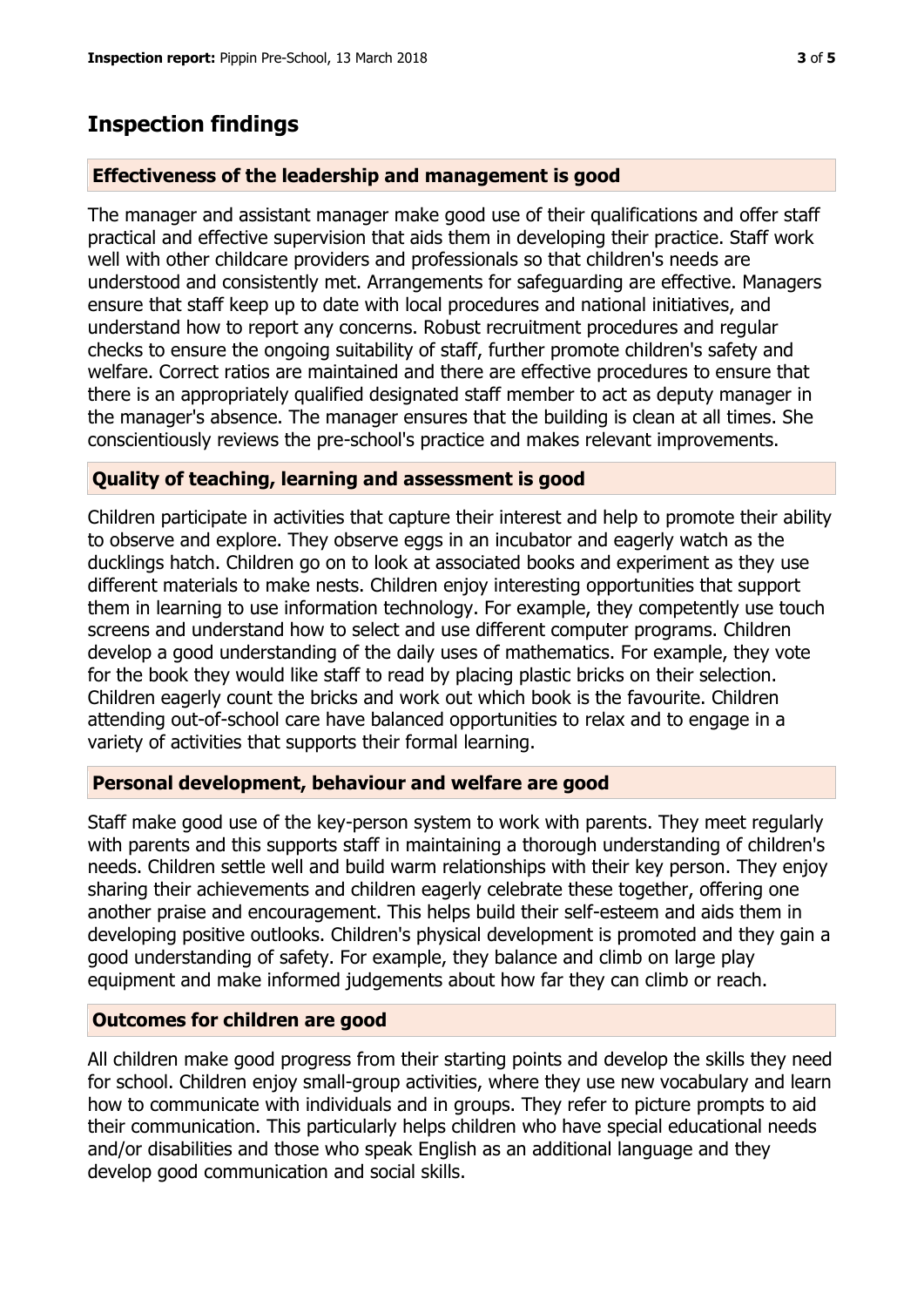## Inspection findings

### Effectiveness of the leadership and management is good

The manager and assistant manager make good use of their qualifications and offer staff practical and effective supervision that aids them in developing their practice. Staff work well with other childcare providers and professionals so that children's needs are understood and consistently met. Arrangements for safeguarding are effective. Managers ensure that staff keep up to date with local procedures and national initiatives, and understand how to report any concerns. Robust recruitment procedures and regular checks to ensure the ongoing suitability of staff, further promote children's safety and welfare. Correct ratios are maintained and there are effective procedures to ensure that there is an appropriately qualified designated staff member to act as deputy manager in the manager's absence. The manager ensures that the building is clean at all times. She conscientiously reviews the pre-school's practice and makes relevant improvements.

### Quality of teaching, learning and assessment is good

Children participate in activities that capture their interest and help to promote their ability to observe and explore. They observe eggs in an incubator and eagerly watch as the ducklings hatch. Children go on to look at associated books and experiment as they use different materials to make nests. Children enjoy interesting opportunities that support them in learning to use information technology. For example, they competently use touch screens and understand how to select and use different computer programs. Children develop a good understanding of the daily uses of mathematics. For example, they vote for the book they would like staff to read by placing plastic bricks on their selection. Children eagerly count the bricks and work out which book is the favourite. Children attending out-of-school care have balanced opportunities to relax and to engage in a variety of activities that supports their formal learning.

### Personal development, behaviour and welfare are good

Staff make good use of the key-person system to work with parents. They meet regularly with parents and this supports staff in maintaining a thorough understanding of children's needs. Children settle well and build warm relationships with their key person. They enjoy sharing their achievements and children eagerly celebrate these together, offering one another praise and encouragement. This helps build their self-esteem and aids them in developing positive outlooks. Children's physical development is promoted and they gain a good understanding of safety. For example, they balance and climb on large play equipment and make informed judgements about how far they can climb or reach.

### Outcomes for children are good

All children make good progress from their starting points and develop the skills they need for school. Children enjoy small-group activities, where they use new vocabulary and learn how to communicate with individuals and in groups. They refer to picture prompts to aid their communication. This particularly helps children who have special educational needs and/or disabilities and those who speak English as an additional language and they develop good communication and social skills.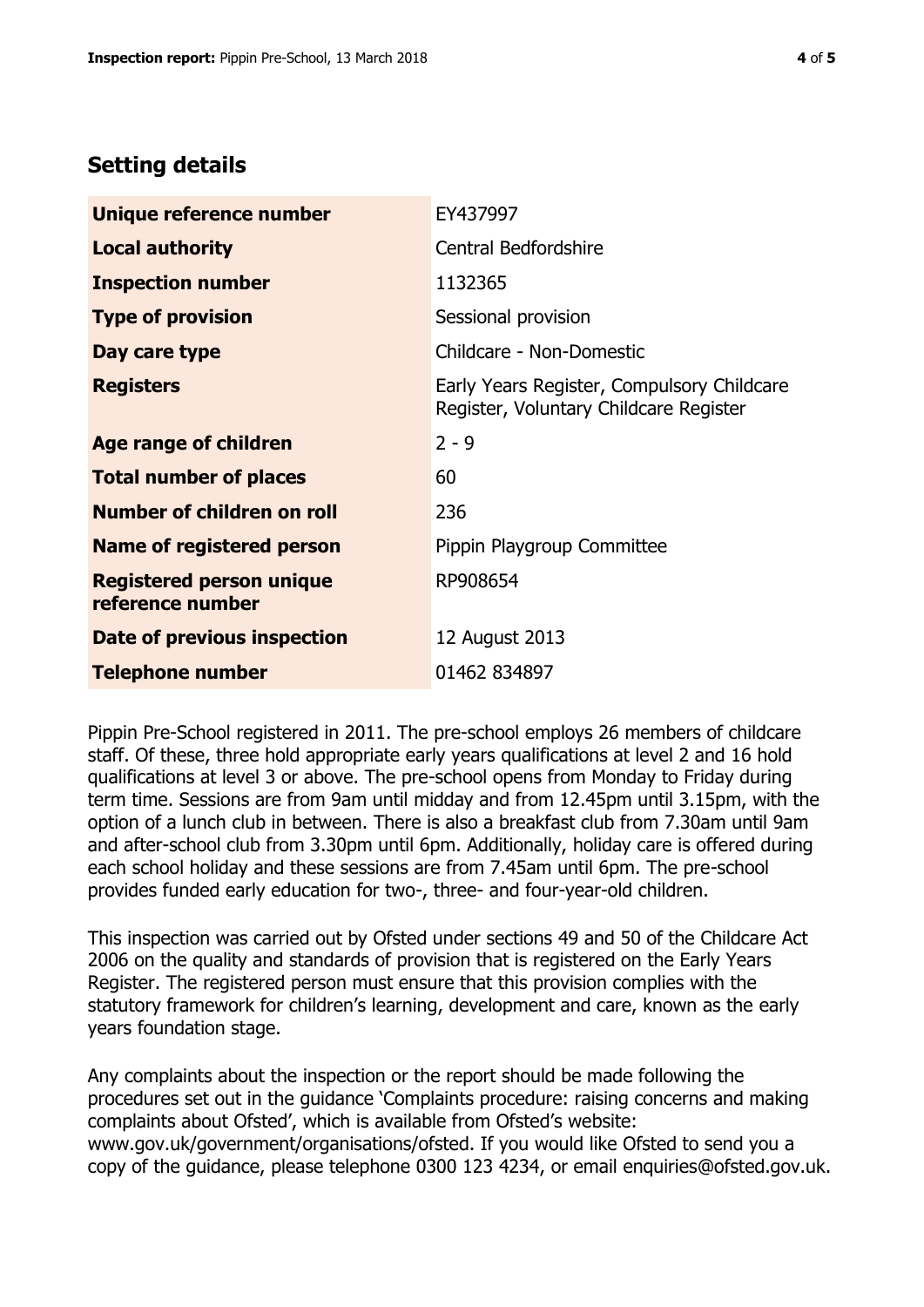## Setting details

| | |
|---|---|
| **Unique reference number** | EY437997 |
| **Local authority** | Central Bedfordshire |
| **Inspection number** | 1132365 |
| **Type of provision** | Sessional provision |
| **Day care type** | Childcare - Non-Domestic |
| **Registers** | Early Years Register, Compulsory Childcare Register, Voluntary Childcare Register |
| **Age range of children** | 2 - 9 |
| **Total number of places** | 60 |
| **Number of children on roll** | 236 |
| **Name of registered person** | Pippin Playgroup Committee |
| **Registered person unique reference number** | RP908654 |
| **Date of previous inspection** | 12 August 2013 |
| **Telephone number** | 01462 834897 |

Pippin Pre-School registered in 2011. The pre-school employs 26 members of childcare staff. Of these, three hold appropriate early years qualifications at level 2 and 16 hold qualifications at level 3 or above. The pre-school opens from Monday to Friday during term time. Sessions are from 9am until midday and from 12.45pm until 3.15pm, with the option of a lunch club in between. There is also a breakfast club from 7.30am until 9am and after-school club from 3.30pm until 6pm. Additionally, holiday care is offered during each school holiday and these sessions are from 7.45am until 6pm. The pre-school provides funded early education for two-, three- and four-year-old children.

This inspection was carried out by Ofsted under sections 49 and 50 of the Childcare Act 2006 on the quality and standards of provision that is registered on the Early Years Register. The registered person must ensure that this provision complies with the statutory framework for children's learning, development and care, known as the early years foundation stage.

Any complaints about the inspection or the report should be made following the procedures set out in the guidance 'Complaints procedure: raising concerns and making complaints about Ofsted', which is available from Ofsted's website: www.gov.uk/government/organisations/ofsted. If you would like Ofsted to send you a copy of the guidance, please telephone 0300 123 4234, or email enquiries@ofsted.gov.uk.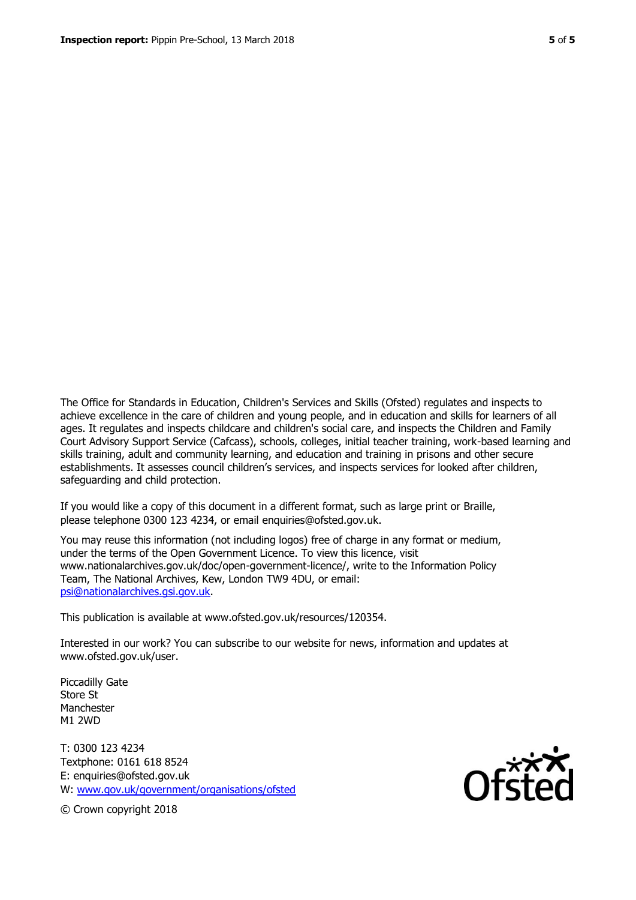The Office for Standards in Education, Children's Services and Skills (Ofsted) regulates and inspects to achieve excellence in the care of children and young people, and in education and skills for learners of all ages. It regulates and inspects childcare and children's social care, and inspects the Children and Family Court Advisory Support Service (Cafcass), schools, colleges, initial teacher training, work-based learning and skills training, adult and community learning, and education and training in prisons and other secure establishments. It assesses council children's services, and inspects services for looked after children, safeguarding and child protection.

If you would like a copy of this document in a different format, such as large print or Braille, please telephone 0300 123 4234, or email enquiries@ofsted.gov.uk.

You may reuse this information (not including logos) free of charge in any format or medium, under the terms of the Open Government Licence. To view this licence, visit www.nationalarchives.gov.uk/doc/open-government-licence/, write to the Information Policy Team, The National Archives, Kew, London TW9 4DU, or email: psi@nationalarchives.gsi.gov.uk.

This publication is available at www.ofsted.gov.uk/resources/120354.

Interested in our work? You can subscribe to our website for news, information and updates at www.ofsted.gov.uk/user.

Piccadilly Gate
Store St
Manchester
M1 2WD

T: 0300 123 4234
Textphone: 0161 618 8524
E: enquiries@ofsted.gov.uk
W: www.gov.uk/government/organisations/ofsted

© Crown copyright 2018